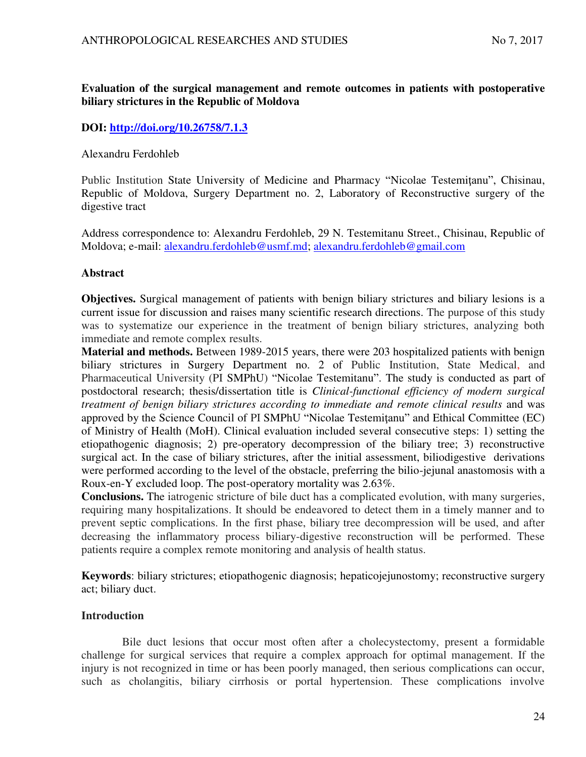# Evaluation of the surgical management and remote outcomes in patients with postoperative biliary strictures in the Republic of Moldova

**DOI: [http://doi.org/10.26758/7.1.3](http://doi.org/10.26758/7.1.3)**

Alexandru Ferdohleb

Public Institution State University of Medicine and Pharmacy "Nicolae Testemiţanu", Chisinau, Republic of Moldova, Surgery Department no. 2, Laboratory of Reconstructive surgery of the digestive tract

Address correspondence to: Alexandru Ferdohleb, 29 N. Testemitanu Street., Chisinau, Republic of Moldova; e-mail: [alexandru.ferdohleb@usmf.md](mailto:alexandru.ferdohleb@usmf.md); [alexandru.ferdohleb@gmail.com](mailto:alexandru.ferdohleb@gmail.com)

## Abstract

**Objectives.** Surgical management of patients with benign biliary strictures and biliary lesions is a current issue for discussion and raises many scientific research directions. The purpose of this study was to systematize our experience in the treatment of benign biliary strictures, analyzing both immediate and remote complex results.

**Material and methods.** Between 1989-2015 years, there were 203 hospitalized patients with benign biliary strictures in Surgery Department no. 2 of Public Institution, State Medical, and Pharmaceutical University (PI SMPhU) "Nicolae Testemitanu". The study is conducted as part of postdoctoral research; thesis/dissertation title is *Clinical-functional efficiency of modern surgical treatment of benign biliary strictures according to immediate and remote clinical results* and was approved by the Science Council of PI SMPhU "Nicolae Testemiţanu" and Ethical Committee (EC) of Ministry of Health (MoH). Clinical evaluation included several consecutive steps: 1) setting the etiopathogenic diagnosis; 2) pre-operatory decompression of the biliary tree; 3) reconstructive surgical act. In the case of biliary strictures, after the initial assessment, biliodigestive derivations were performed according to the level of the obstacle, preferring the bilio-jejunal anastomosis with a Roux-en-Y excluded loop. The post-operatory mortality was 2.63%.

**Conclusions.** The iatrogenic stricture of bile duct has a complicated evolution, with many surgeries, requiring many hospitalizations. It should be endeavored to detect them in a timely manner and to prevent septic complications. In the first phase, biliary tree decompression will be used, and after decreasing the inflammatory process biliary-digestive reconstruction will be performed. These patients require a complex remote monitoring and analysis of health status.

**Keywords**: biliary strictures; etiopathogenic diagnosis; hepaticojejunostomy; reconstructive surgery act; biliary duct.

## Introduction

Bile duct lesions that occur most often after a cholecystectomy, present a formidable challenge for surgical services that require a complex approach for optimal management. If the injury is not recognized in time or has been poorly managed, then serious complications can occur, such as cholangitis, biliary cirrhosis or portal hypertension. These complications involve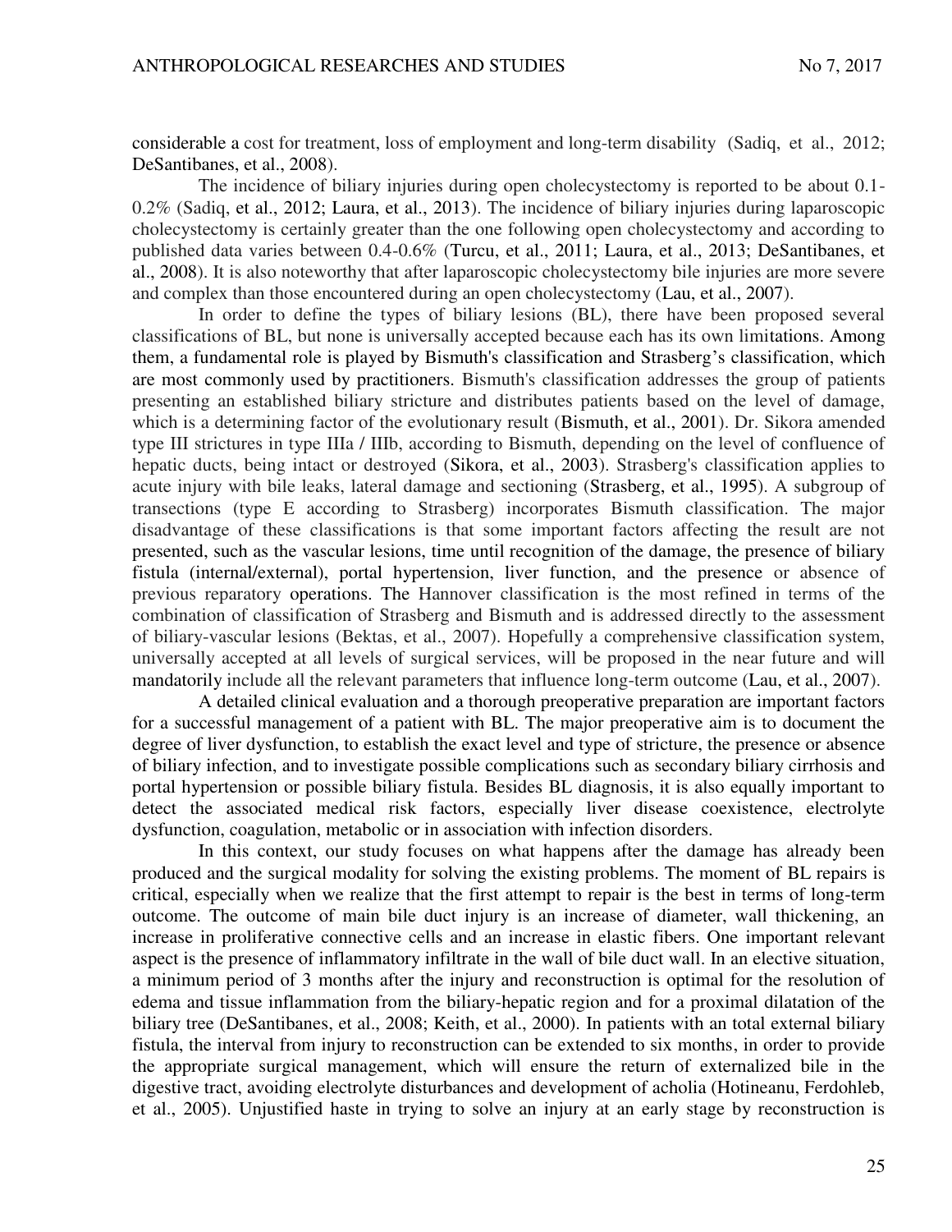considerable a cost for treatment, loss of employment and long-term disability (Sadiq, et al., 2012; DeSantibanes, et al., 2008).

The incidence of biliary injuries during open cholecystectomy is reported to be about 0.1-0.2% (Sadiq, et al., 2012; Laura, et al., 2013). The incidence of biliary injuries during laparoscopic cholecystectomy is certainly greater than the one following open cholecystectomy and according to published data varies between 0.4-0.6% (Turcu, et al., 2011; Laura, et al., 2013; DeSantibanes, et al., 2008). It is also noteworthy that after laparoscopic cholecystectomy bile injuries are more severe and complex than those encountered during an open cholecystectomy (Lau, et al., 2007).

In order to define the types of biliary lesions (BL), there have been proposed several classifications of BL, but none is universally accepted because each has its own limitations. Among them, a fundamental role is played by Bismuth's classification and Strasberg's classification, which are most commonly used by practitioners. Bismuth's classification addresses the group of patients presenting an established biliary stricture and distributes patients based on the level of damage, which is a determining factor of the evolutionary result (Bismuth, et al., 2001). Dr. Sikora amended type III strictures in type IIIa / IIIb, according to Bismuth, depending on the level of confluence of hepatic ducts, being intact or destroyed (Sikora, et al., 2003). Strasberg's classification applies to acute injury with bile leaks, lateral damage and sectioning (Strasberg, et al., 1995). A subgroup of transections (type E according to Strasberg) incorporates Bismuth classification. The major disadvantage of these classifications is that some important factors affecting the result are not presented, such as the vascular lesions, time until recognition of the damage, the presence of biliary fistula (internal/external), portal hypertension, liver function, and the presence or absence of previous reparatory operations. The Hannover classification is the most refined in terms of the combination of classification of Strasberg and Bismuth and is addressed directly to the assessment of biliary-vascular lesions (Bektas, et al., 2007). Hopefully a comprehensive classification system, universally accepted at all levels of surgical services, will be proposed in the near future and will mandatorily include all the relevant parameters that influence long-term outcome (Lau, et al., 2007).

A detailed clinical evaluation and a thorough preoperative preparation are important factors for a successful management of a patient with BL. The major preoperative aim is to document the degree of liver dysfunction, to establish the exact level and type of stricture, the presence or absence of biliary infection, and to investigate possible complications such as secondary biliary cirrhosis and portal hypertension or possible biliary fistula. Besides BL diagnosis, it is also equally important to detect the associated medical risk factors, especially liver disease coexistence, electrolyte dysfunction, coagulation, metabolic or in association with infection disorders.

In this context, our study focuses on what happens after the damage has already been produced and the surgical modality for solving the existing problems. The moment of BL repairs is critical, especially when we realize that the first attempt to repair is the best in terms of long-term outcome. The outcome of main bile duct injury is an increase of diameter, wall thickening, an increase in proliferative connective cells and an increase in elastic fibers. One important relevant aspect is the presence of inflammatory infiltrate in the wall of bile duct wall. In an elective situation, a minimum period of 3 months after the injury and reconstruction is optimal for the resolution of edema and tissue inflammation from the biliary-hepatic region and for a proximal dilatation of the biliary tree (DeSantibanes, et al., 2008; Keith, et al., 2000). In patients with an total external biliary fistula, the interval from injury to reconstruction can be extended to six months, in order to provide the appropriate surgical management, which will ensure the return of externalized bile in the digestive tract, avoiding electrolyte disturbances and development of acholia (Hotineanu, Ferdohleb, et al., 2005). Unjustified haste in trying to solve an injury at an early stage by reconstruction is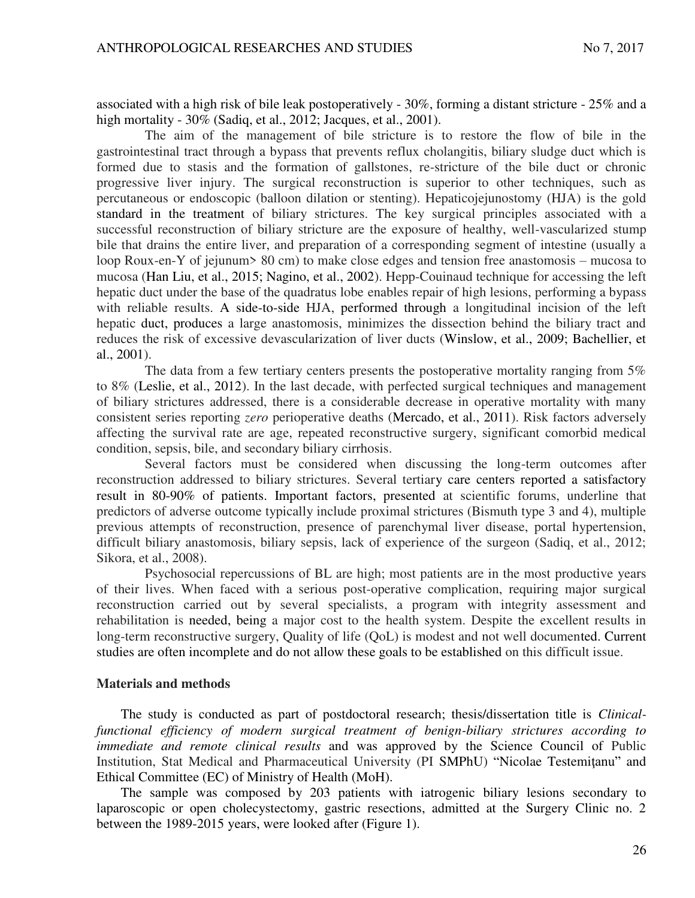associated with a high risk of bile leak postoperatively - 30%, forming a distant stricture - 25% and a high mortality - 30% (Sadiq, et al., 2012; Jacques, et al., 2001).

The aim of the management of bile stricture is to restore the flow of bile in the gastrointestinal tract through a bypass that prevents reflux cholangitis, biliary sludge duct which is formed due to stasis and the formation of gallstones, re-stricture of the bile duct or chronic progressive liver injury. The surgical reconstruction is superior to other techniques, such as percutaneous or endoscopic (balloon dilation or stenting). Hepaticojejunostomy (HJA) is the gold standard in the treatment of biliary strictures. The key surgical principles associated with a successful reconstruction of biliary stricture are the exposure of healthy, well-vascularized stump bile that drains the entire liver, and preparation of a corresponding segment of intestine (usually a loop Roux-en-Y of jejunum> 80 cm) to make close edges and tension free anastomosis – mucosa to mucosa (Han Liu, et al., 2015; Nagino, et al., 2002). Hepp-Couinaud technique for accessing the left hepatic duct under the base of the quadratus lobe enables repair of high lesions, performing a bypass with reliable results. A side-to-side HJA, performed through a longitudinal incision of the left hepatic duct, produces a large anastomosis, minimizes the dissection behind the biliary tract and reduces the risk of excessive devascularization of liver ducts (Winslow, et al., 2009; Bachellier, et al., 2001).

The data from a few tertiary centers presents the postoperative mortality ranging from 5% to 8% (Leslie, et al., 2012). In the last decade, with perfected surgical techniques and management of biliary strictures addressed, there is a considerable decrease in operative mortality with many consistent series reporting *zero* perioperative deaths (Mercado, et al., 2011). Risk factors adversely affecting the survival rate are age, repeated reconstructive surgery, significant comorbid medical condition, sepsis, bile, and secondary biliary cirrhosis.

Several factors must be considered when discussing the long-term outcomes after reconstruction addressed to biliary strictures. Several tertiary care centers reported a satisfactory result in 80-90% of patients. Important factors, presented at scientific forums, underline that predictors of adverse outcome typically include proximal strictures (Bismuth type 3 and 4), multiple previous attempts of reconstruction, presence of parenchymal liver disease, portal hypertension, difficult biliary anastomosis, biliary sepsis, lack of experience of the surgeon (Sadiq, et al., 2012; Sikora, et al., 2008).

Psychosocial repercussions of BL are high; most patients are in the most productive years of their lives. When faced with a serious post-operative complication, requiring major surgical reconstruction carried out by several specialists, a program with integrity assessment and rehabilitation is needed, being a major cost to the health system. Despite the excellent results in long-term reconstructive surgery, Quality of life (QoL) is modest and not well documented. Current studies are often incomplete and do not allow these goals to be established on this difficult issue.

## Materials and methods

The study is conducted as part of postdoctoral research; thesis/dissertation title is *Clinical-functional efficiency of modern surgical treatment of benign-biliary strictures according to immediate and remote clinical results* and was approved by the Science Council of Public Institution, Stat Medical and Pharmaceutical University (PI SMPhU) "Nicolae Testemiţanu" and Ethical Committee (EC) of Ministry of Health (MoH).

The sample was composed by 203 patients with iatrogenic biliary lesions secondary to laparoscopic or open cholecystectomy, gastric resections, admitted at the Surgery Clinic no. 2 between the 1989-2015 years, were looked after (Figure 1).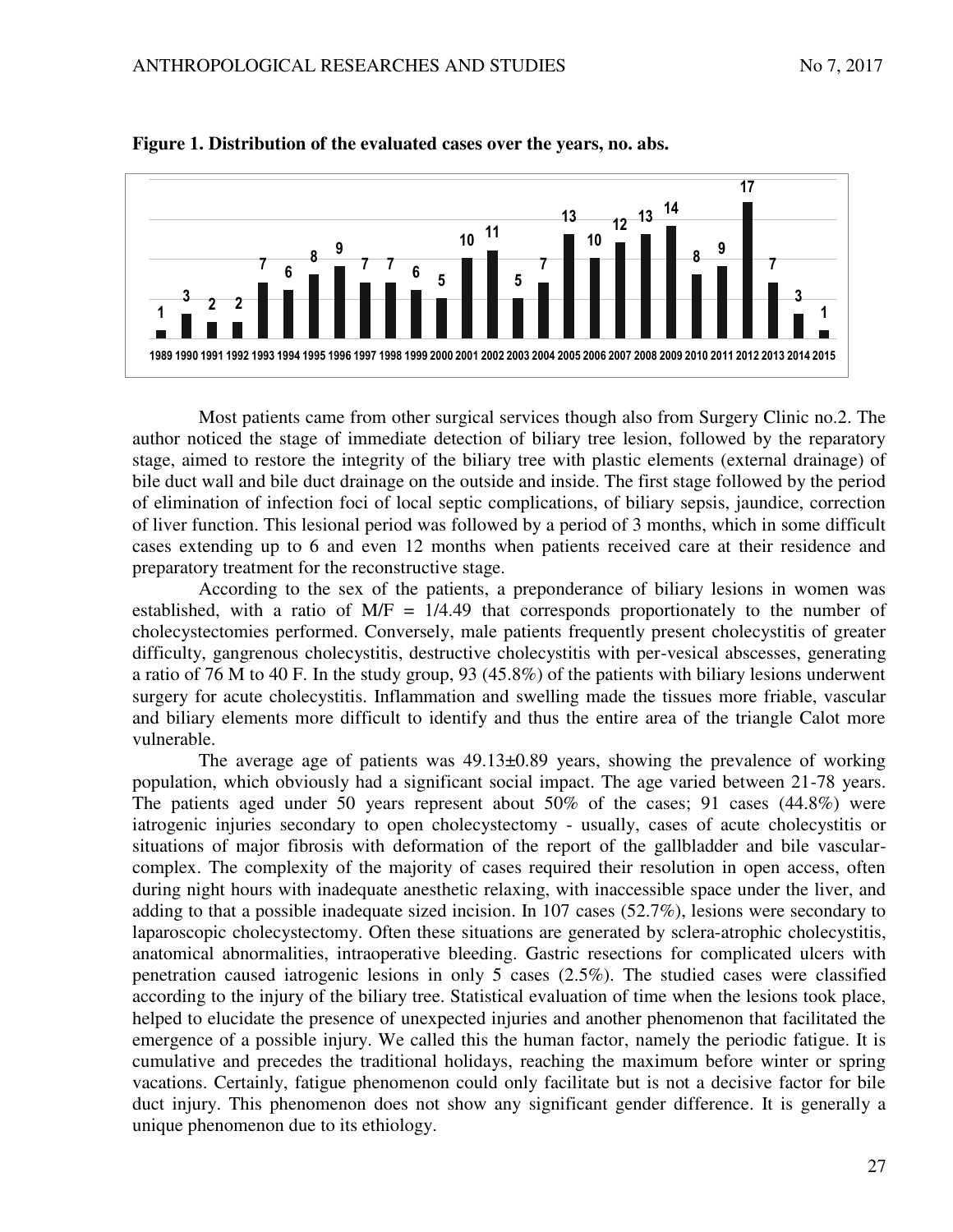**Figure 1. Distribution of the evaluated cases over the years, no. abs.**

| Year | 1989 | 1990 | 1991 | 1992 | 1993 | 1994 | 1995 | 1996 | 1997 | 1998 | 1999 | 2000 | 2001 | 2002 | 2003 | 2004 | 2005 | 2006 | 2007 | 2008 | 2009 | 2010 | 2011 | 2012 | 2013 | 2014 | 2015 |
|---|---|---|---|---|---|---|---|---|---|---|---|---|---|---|---|---|---|---|---|---|---|---|---|---|---|---|---|
| Cases | 1 | 3 | 2 | 2 | 7 | 6 | 8 | 9 | 7 | 7 | 6 | 5 | 10 | 11 | 5 | 7 | 13 | 10 | 12 | 13 | 14 | 8 | 9 | 17 | 7 | 3 | 1 |

Most patients came from other surgical services though also from Surgery Clinic no.2. The author noticed the stage of immediate detection of biliary tree lesion, followed by the reparatory stage, aimed to restore the integrity of the biliary tree with plastic elements (external drainage) of bile duct wall and bile duct drainage on the outside and inside. The first stage followed by the period of elimination of infection foci of local septic complications, of biliary sepsis, jaundice, correction of liver function. This lesional period was followed by a period of 3 months, which in some difficult cases extending up to 6 and even 12 months when patients received care at their residence and preparatory treatment for the reconstructive stage.

According to the sex of the patients, a preponderance of biliary lesions in women was established, with a ratio of M/F = 1/4.49 that corresponds proportionately to the number of cholecystectomies performed. Conversely, male patients frequently present cholecystitis of greater difficulty, gangrenous cholecystitis, destructive cholecystitis with per-vesical abscesses, generating a ratio of 76 M to 40 F. In the study group, 93 (45.8%) of the patients with biliary lesions underwent surgery for acute cholecystitis. Inflammation and swelling made the tissues more friable, vascular and biliary elements more difficult to identify and thus the entire area of the triangle Calot more vulnerable.

The average age of patients was 49.13±0.89 years, showing the prevalence of working population, which obviously had a significant social impact. The age varied between 21-78 years. The patients aged under 50 years represent about 50% of the cases; 91 cases (44.8%) were iatrogenic injuries secondary to open cholecystectomy - usually, cases of acute cholecystitis or situations of major fibrosis with deformation of the report of the gallbladder and bile vascular-complex. The complexity of the majority of cases required their resolution in open access, often during night hours with inadequate anesthetic relaxing, with inaccessible space under the liver, and adding to that a possible inadequate sized incision. In 107 cases (52.7%), lesions were secondary to laparoscopic cholecystectomy. Often these situations are generated by sclera-atrophic cholecystitis, anatomical abnormalities, intraoperative bleeding. Gastric resections for complicated ulcers with penetration caused iatrogenic lesions in only 5 cases (2.5%). The studied cases were classified according to the injury of the biliary tree. Statistical evaluation of time when the lesions took place, helped to elucidate the presence of unexpected injuries and another phenomenon that facilitated the emergence of a possible injury. We called this the human factor, namely the periodic fatigue. It is cumulative and precedes the traditional holidays, reaching the maximum before winter or spring vacations. Certainly, fatigue phenomenon could only facilitate but is not a decisive factor for bile duct injury. This phenomenon does not show any significant gender difference. It is generally a unique phenomenon due to its ethiology.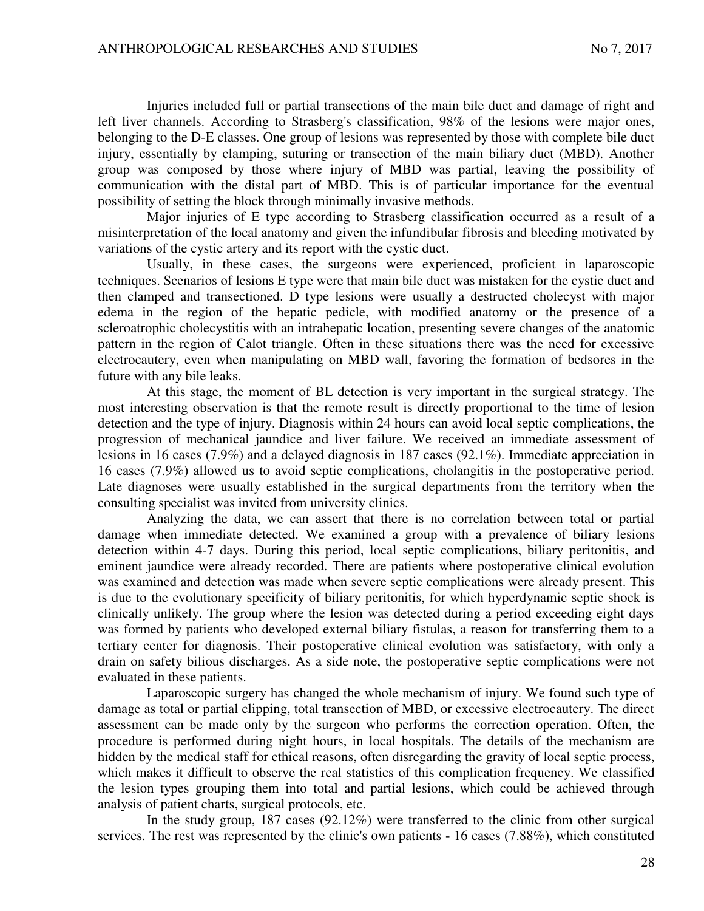Injuries included full or partial transections of the main bile duct and damage of right and left liver channels. According to Strasberg's classification, 98% of the lesions were major ones, belonging to the D-E classes. One group of lesions was represented by those with complete bile duct injury, essentially by clamping, suturing or transection of the main biliary duct (MBD). Another group was composed by those where injury of MBD was partial, leaving the possibility of communication with the distal part of MBD. This is of particular importance for the eventual possibility of setting the block through minimally invasive methods.

Major injuries of E type according to Strasberg classification occurred as a result of a misinterpretation of the local anatomy and given the infundibular fibrosis and bleeding motivated by variations of the cystic artery and its report with the cystic duct.

Usually, in these cases, the surgeons were experienced, proficient in laparoscopic techniques. Scenarios of lesions E type were that main bile duct was mistaken for the cystic duct and then clamped and transectioned. D type lesions were usually a destructed cholecyst with major edema in the region of the hepatic pedicle, with modified anatomy or the presence of a scleroatrophic cholecystitis with an intrahepatic location, presenting severe changes of the anatomic pattern in the region of Calot triangle. Often in these situations there was the need for excessive electrocautery, even when manipulating on MBD wall, favoring the formation of bedsores in the future with any bile leaks.

At this stage, the moment of BL detection is very important in the surgical strategy. The most interesting observation is that the remote result is directly proportional to the time of lesion detection and the type of injury. Diagnosis within 24 hours can avoid local septic complications, the progression of mechanical jaundice and liver failure. We received an immediate assessment of lesions in 16 cases (7.9%) and a delayed diagnosis in 187 cases (92.1%). Immediate appreciation in 16 cases (7.9%) allowed us to avoid septic complications, cholangitis in the postoperative period. Late diagnoses were usually established in the surgical departments from the territory when the consulting specialist was invited from university clinics.

Analyzing the data, we can assert that there is no correlation between total or partial damage when immediate detected. We examined a group with a prevalence of biliary lesions detection within 4-7 days. During this period, local septic complications, biliary peritonitis, and eminent jaundice were already recorded. There are patients where postoperative clinical evolution was examined and detection was made when severe septic complications were already present. This is due to the evolutionary specificity of biliary peritonitis, for which hyperdynamic septic shock is clinically unlikely. The group where the lesion was detected during a period exceeding eight days was formed by patients who developed external biliary fistulas, a reason for transferring them to a tertiary center for diagnosis. Their postoperative clinical evolution was satisfactory, with only a drain on safety bilious discharges. As a side note, the postoperative septic complications were not evaluated in these patients.

Laparoscopic surgery has changed the whole mechanism of injury. We found such type of damage as total or partial clipping, total transection of MBD, or excessive electrocautery. The direct assessment can be made only by the surgeon who performs the correction operation. Often, the procedure is performed during night hours, in local hospitals. The details of the mechanism are hidden by the medical staff for ethical reasons, often disregarding the gravity of local septic process, which makes it difficult to observe the real statistics of this complication frequency. We classified the lesion types grouping them into total and partial lesions, which could be achieved through analysis of patient charts, surgical protocols, etc.

In the study group, 187 cases (92.12%) were transferred to the clinic from other surgical services. The rest was represented by the clinic's own patients - 16 cases (7.88%), which constituted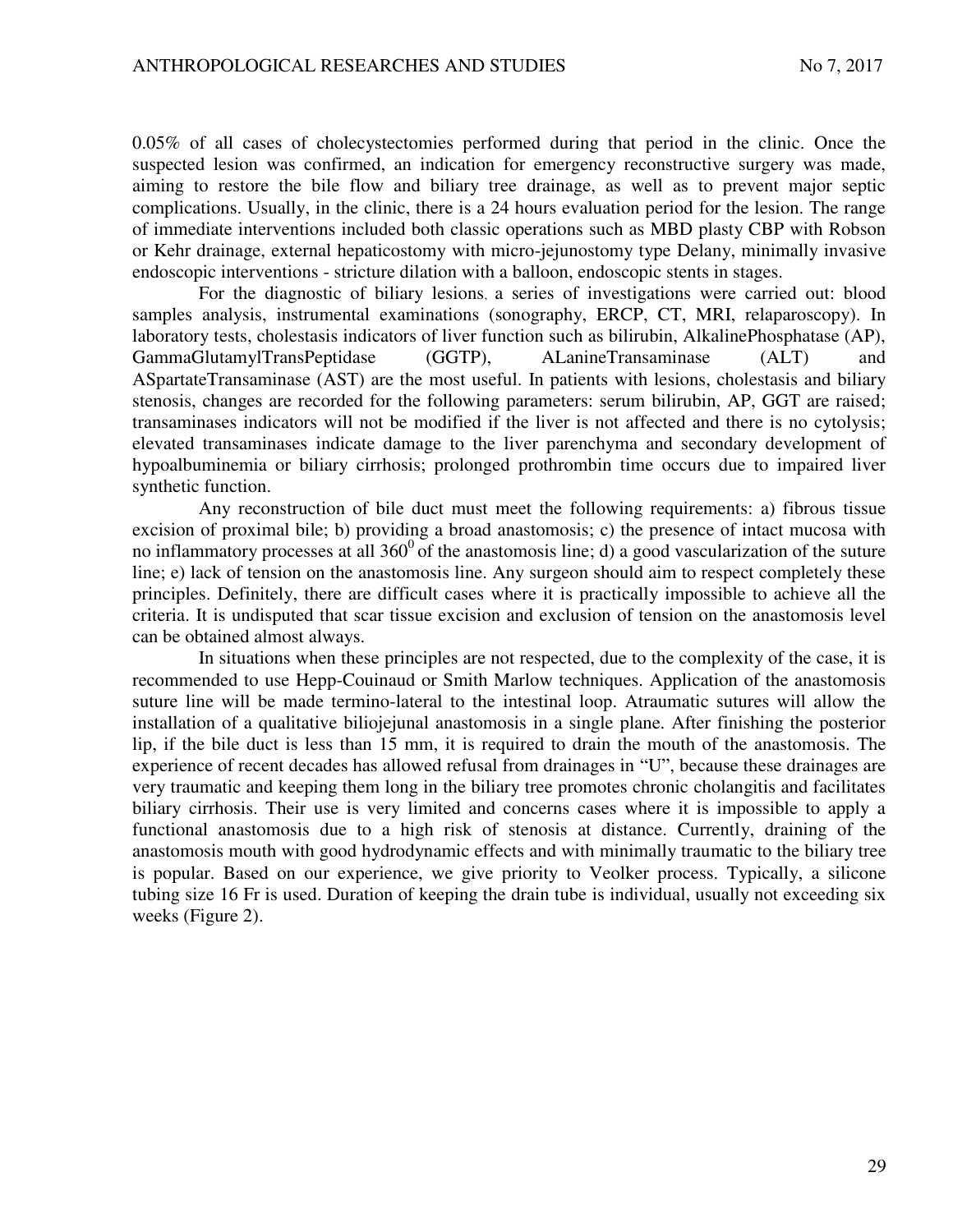0.05% of all cases of cholecystectomies performed during that period in the clinic. Once the suspected lesion was confirmed, an indication for emergency reconstructive surgery was made, aiming to restore the bile flow and biliary tree drainage, as well as to prevent major septic complications. Usually, in the clinic, there is a 24 hours evaluation period for the lesion. The range of immediate interventions included both classic operations such as MBD plasty CBP with Robson or Kehr drainage, external hepaticostomy with micro-jejunostomy type Delany, minimally invasive endoscopic interventions - stricture dilation with a balloon, endoscopic stents in stages.

For the diagnostic of biliary lesions, a series of investigations were carried out: blood samples analysis, instrumental examinations (sonography, ERCP, CT, MRI, relaparoscopy). In laboratory tests, cholestasis indicators of liver function such as bilirubin, AlkalinePhosphatase (AP), GammaGlutamylTransPeptidase (GGTP), ALanineTransaminase (ALT) and ASpartateTransaminase (AST) are the most useful. In patients with lesions, cholestasis and biliary stenosis, changes are recorded for the following parameters: serum bilirubin, AP, GGT are raised; transaminases indicators will not be modified if the liver is not affected and there is no cytolysis; elevated transaminases indicate damage to the liver parenchyma and secondary development of hypoalbuminemia or biliary cirrhosis; prolonged prothrombin time occurs due to impaired liver synthetic function.

Any reconstruction of bile duct must meet the following requirements: a) fibrous tissue excision of proximal bile; b) providing a broad anastomosis; c) the presence of intact mucosa with no inflammatory processes at all $360^0$ of the anastomosis line; d) a good vascularization of the suture line; e) lack of tension on the anastomosis line. Any surgeon should aim to respect completely these principles. Definitely, there are difficult cases where it is practically impossible to achieve all the criteria. It is undisputed that scar tissue excision and exclusion of tension on the anastomosis level can be obtained almost always.

In situations when these principles are not respected, due to the complexity of the case, it is recommended to use Hepp-Couinaud or Smith Marlow techniques. Application of the anastomosis suture line will be made termino-lateral to the intestinal loop. Atraumatic sutures will allow the installation of a qualitative biliojejunal anastomosis in a single plane. After finishing the posterior lip, if the bile duct is less than 15 mm, it is required to drain the mouth of the anastomosis. The experience of recent decades has allowed refusal from drainages in "U", because these drainages are very traumatic and keeping them long in the biliary tree promotes chronic cholangitis and facilitates biliary cirrhosis. Their use is very limited and concerns cases where it is impossible to apply a functional anastomosis due to a high risk of stenosis at distance. Currently, draining of the anastomosis mouth with good hydrodynamic effects and with minimally traumatic to the biliary tree is popular. Based on our experience, we give priority to Veolker process. Typically, a silicone tubing size 16 Fr is used. Duration of keeping the drain tube is individual, usually not exceeding six weeks (Figure 2).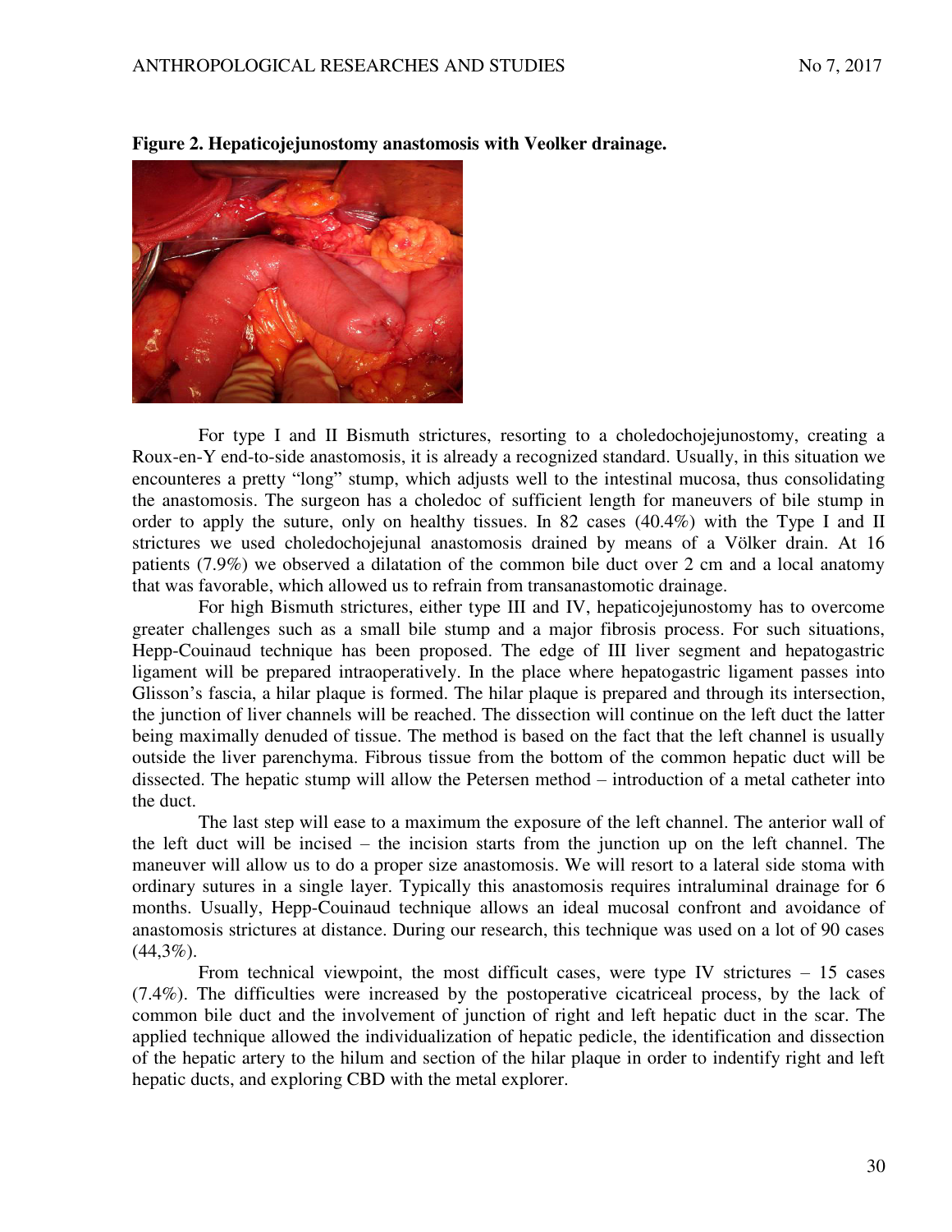**Figure 2. Hepaticojejunostomy anastomosis with Veolker drainage.**

For type I and II Bismuth strictures, resorting to a choledochojejunostomy, creating a Roux-en-Y end-to-side anastomosis, it is already a recognized standard. Usually, in this situation we encounteres a pretty "long" stump, which adjusts well to the intestinal mucosa, thus consolidating the anastomosis. The surgeon has a choledoc of sufficient length for maneuvers of bile stump in order to apply the suture, only on healthy tissues. In 82 cases (40.4%) with the Type I and II strictures we used choledochojejunal anastomosis drained by means of a Völker drain. At 16 patients (7.9%) we observed a dilatation of the common bile duct over 2 cm and a local anatomy that was favorable, which allowed us to refrain from transanastomotic drainage.

For high Bismuth strictures, either type III and IV, hepaticojejunostomy has to overcome greater challenges such as a small bile stump and a major fibrosis process. For such situations, Hepp-Couinaud technique has been proposed. The edge of III liver segment and hepatogastric ligament will be prepared intraoperatively. In the place where hepatogastric ligament passes into Glisson's fascia, a hilar plaque is formed. The hilar plaque is prepared and through its intersection, the junction of liver channels will be reached. The dissection will continue on the left duct the latter being maximally denuded of tissue. The method is based on the fact that the left channel is usually outside the liver parenchyma. Fibrous tissue from the bottom of the common hepatic duct will be dissected. The hepatic stump will allow the Petersen method – introduction of a metal catheter into the duct.

The last step will ease to a maximum the exposure of the left channel. The anterior wall of the left duct will be incised – the incision starts from the junction up on the left channel. The maneuver will allow us to do a proper size anastomosis. We will resort to a lateral side stoma with ordinary sutures in a single layer. Typically this anastomosis requires intraluminal drainage for 6 months. Usually, Hepp-Couinaud technique allows an ideal mucosal confront and avoidance of anastomosis strictures at distance. During our research, this technique was used on a lot of 90 cases (44,3%).

From technical viewpoint, the most difficult cases, were type IV strictures – 15 cases (7.4%). The difficulties were increased by the postoperative cicatriceal process, by the lack of common bile duct and the involvement of junction of right and left hepatic duct in the scar. The applied technique allowed the individualization of hepatic pedicle, the identification and dissection of the hepatic artery to the hilum and section of the hilar plaque in order to indentify right and left hepatic ducts, and exploring CBD with the metal explorer.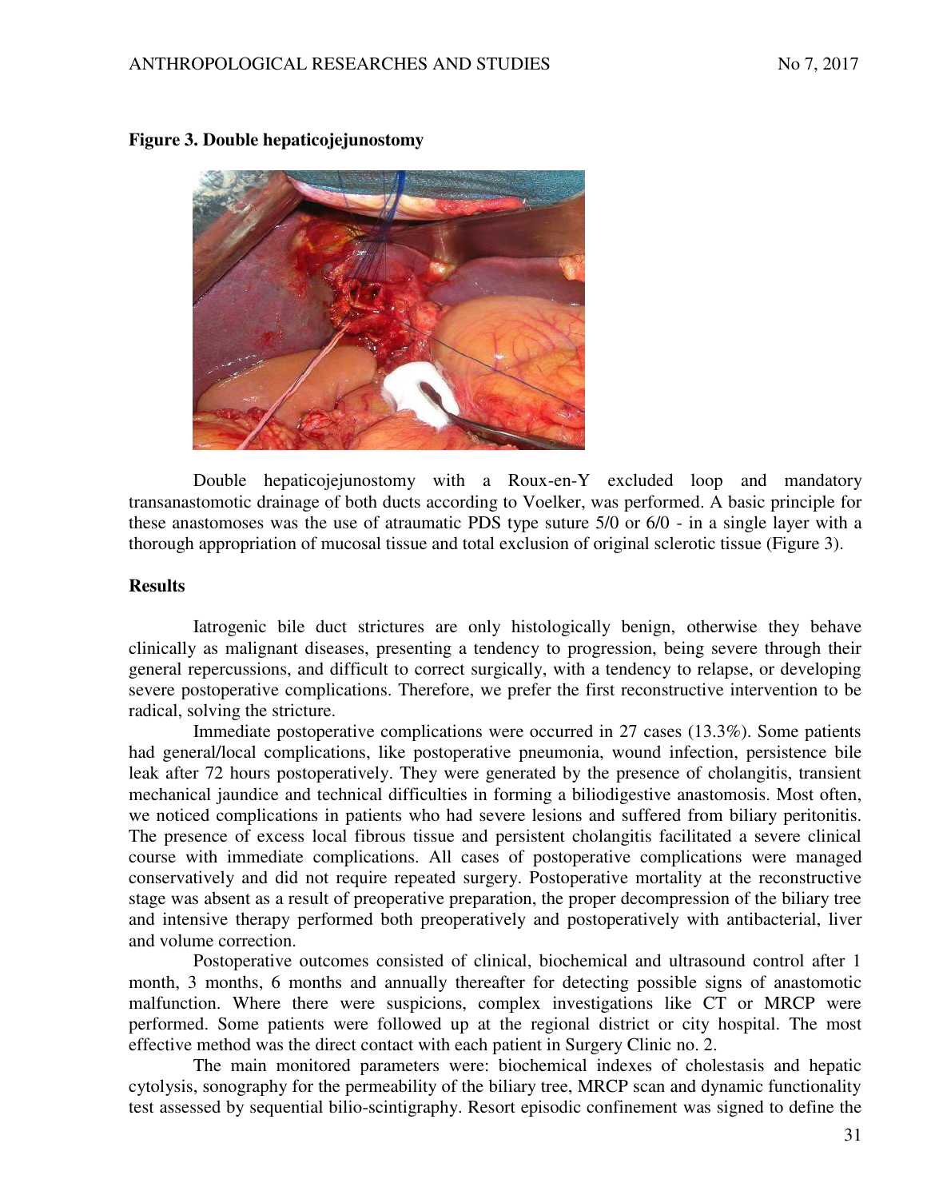**Figure 3. Double hepaticojejunostomy**

Double hepaticojejunostomy with a Roux-en-Y excluded loop and mandatory transanastomotic drainage of both ducts according to Voelker, was performed. A basic principle for these anastomoses was the use of atraumatic PDS type suture 5/0 or 6/0 - in a single layer with a thorough appropriation of mucosal tissue and total exclusion of original sclerotic tissue (Figure 3).

## Results

Iatrogenic bile duct strictures are only histologically benign, otherwise they behave clinically as malignant diseases, presenting a tendency to progression, being severe through their general repercussions, and difficult to correct surgically, with a tendency to relapse, or developing severe postoperative complications. Therefore, we prefer the first reconstructive intervention to be radical, solving the stricture.

Immediate postoperative complications were occurred in 27 cases (13.3%). Some patients had general/local complications, like postoperative pneumonia, wound infection, persistence bile leak after 72 hours postoperatively. They were generated by the presence of cholangitis, transient mechanical jaundice and technical difficulties in forming a biliodigestive anastomosis. Most often, we noticed complications in patients who had severe lesions and suffered from biliary peritonitis. The presence of excess local fibrous tissue and persistent cholangitis facilitated a severe clinical course with immediate complications. All cases of postoperative complications were managed conservatively and did not require repeated surgery. Postoperative mortality at the reconstructive stage was absent as a result of preoperative preparation, the proper decompression of the biliary tree and intensive therapy performed both preoperatively and postoperatively with antibacterial, liver and volume correction.

Postoperative outcomes consisted of clinical, biochemical and ultrasound control after 1 month, 3 months, 6 months and annually thereafter for detecting possible signs of anastomotic malfunction. Where there were suspicions, complex investigations like CT or MRCP were performed. Some patients were followed up at the regional district or city hospital. The most effective method was the direct contact with each patient in Surgery Clinic no. 2.

The main monitored parameters were: biochemical indexes of cholestasis and hepatic cytolysis, sonography for the permeability of the biliary tree, MRCP scan and dynamic functionality test assessed by sequential bilio-scintigraphy. Resort episodic confinement was signed to define the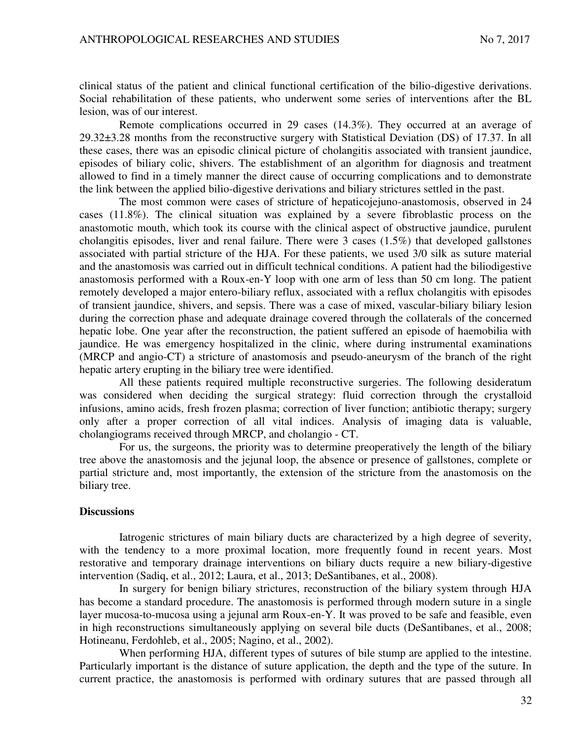clinical status of the patient and clinical functional certification of the bilio-digestive derivations. Social rehabilitation of these patients, who underwent some series of interventions after the BL lesion, was of our interest.

Remote complications occurred in 29 cases (14.3%). They occurred at an average of 29.32±3.28 months from the reconstructive surgery with Statistical Deviation (DS) of 17.37. In all these cases, there was an episodic clinical picture of cholangitis associated with transient jaundice, episodes of biliary colic, shivers. The establishment of an algorithm for diagnosis and treatment allowed to find in a timely manner the direct cause of occurring complications and to demonstrate the link between the applied bilio-digestive derivations and biliary strictures settled in the past.

The most common were cases of stricture of hepaticojejuno-anastomosis, observed in 24 cases (11.8%). The clinical situation was explained by a severe fibroblastic process on the anastomotic mouth, which took its course with the clinical aspect of obstructive jaundice, purulent cholangitis episodes, liver and renal failure. There were 3 cases (1.5%) that developed gallstones associated with partial stricture of the HJA. For these patients, we used 3/0 silk as suture material and the anastomosis was carried out in difficult technical conditions. A patient had the biliodigestive anastomosis performed with a Roux-en-Y loop with one arm of less than 50 cm long. The patient remotely developed a major entero-biliary reflux, associated with a reflux cholangitis with episodes of transient jaundice, shivers, and sepsis. There was a case of mixed, vascular-biliary biliary lesion during the correction phase and adequate drainage covered through the collaterals of the concerned hepatic lobe. One year after the reconstruction, the patient suffered an episode of haemobilia with jaundice. He was emergency hospitalized in the clinic, where during instrumental examinations (MRCP and angio-CT) a stricture of anastomosis and pseudo-aneurysm of the branch of the right hepatic artery erupting in the biliary tree were identified.

All these patients required multiple reconstructive surgeries. The following desideratum was considered when deciding the surgical strategy: fluid correction through the crystalloid infusions, amino acids, fresh frozen plasma; correction of liver function; antibiotic therapy; surgery only after a proper correction of all vital indices. Analysis of imaging data is valuable, cholangiograms received through MRCP, and cholangio - CT.

For us, the surgeons, the priority was to determine preoperatively the length of the biliary tree above the anastomosis and the jejunal loop, the absence or presence of gallstones, complete or partial stricture and, most importantly, the extension of the stricture from the anastomosis on the biliary tree.

## Discussions

Iatrogenic strictures of main biliary ducts are characterized by a high degree of severity, with the tendency to a more proximal location, more frequently found in recent years. Most restorative and temporary drainage interventions on biliary ducts require a new biliary-digestive intervention (Sadiq, et al., 2012; Laura, et al., 2013; DeSantibanes, et al., 2008).

In surgery for benign biliary strictures, reconstruction of the biliary system through HJA has become a standard procedure. The anastomosis is performed through modern suture in a single layer mucosa-to-mucosa using a jejunal arm Roux-en-Y. It was proved to be safe and feasible, even in high reconstructions simultaneously applying on several bile ducts (DeSantibanes, et al., 2008; Hotineanu, Ferdohleb, et al., 2005; Nagino, et al., 2002).

When performing HJA, different types of sutures of bile stump are applied to the intestine. Particularly important is the distance of suture application, the depth and the type of the suture. In current practice, the anastomosis is performed with ordinary sutures that are passed through all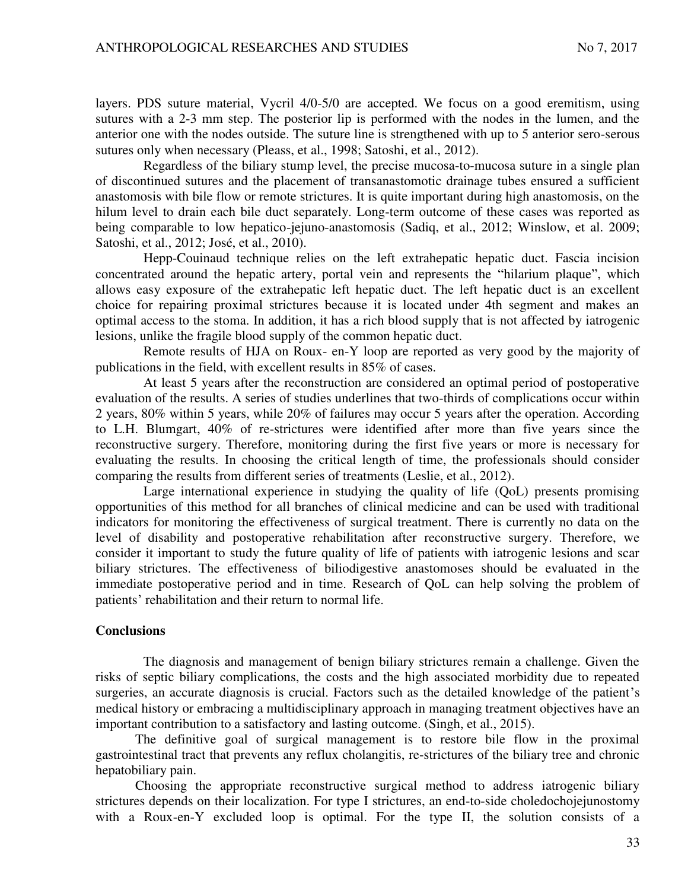layers. PDS suture material, Vycril 4/0-5/0 are accepted. We focus on a good eremitism, using sutures with a 2-3 mm step. The posterior lip is performed with the nodes in the lumen, and the anterior one with the nodes outside. The suture line is strengthened with up to 5 anterior sero-serous sutures only when necessary (Pleass, et al., 1998; Satoshi, et al., 2012).

Regardless of the biliary stump level, the precise mucosa-to-mucosa suture in a single plan of discontinued sutures and the placement of transanastomotic drainage tubes ensured a sufficient anastomosis with bile flow or remote strictures. It is quite important during high anastomosis, on the hilum level to drain each bile duct separately. Long-term outcome of these cases was reported as being comparable to low hepatico-jejuno-anastomosis (Sadiq, et al., 2012; Winslow, et al. 2009; Satoshi, et al., 2012; José, et al., 2010).

Hepp-Couinaud technique relies on the left extrahepatic hepatic duct. Fascia incision concentrated around the hepatic artery, portal vein and represents the "hilarium plaque", which allows easy exposure of the extrahepatic left hepatic duct. The left hepatic duct is an excellent choice for repairing proximal strictures because it is located under 4th segment and makes an optimal access to the stoma. In addition, it has a rich blood supply that is not affected by iatrogenic lesions, unlike the fragile blood supply of the common hepatic duct.

Remote results of HJA on Roux- en-Y loop are reported as very good by the majority of publications in the field, with excellent results in 85% of cases.

At least 5 years after the reconstruction are considered an optimal period of postoperative evaluation of the results. A series of studies underlines that two-thirds of complications occur within 2 years, 80% within 5 years, while 20% of failures may occur 5 years after the operation. According to L.H. Blumgart, 40% of re-strictures were identified after more than five years since the reconstructive surgery. Therefore, monitoring during the first five years or more is necessary for evaluating the results. In choosing the critical length of time, the professionals should consider comparing the results from different series of treatments (Leslie, et al., 2012).

Large international experience in studying the quality of life (QoL) presents promising opportunities of this method for all branches of clinical medicine and can be used with traditional indicators for monitoring the effectiveness of surgical treatment. There is currently no data on the level of disability and postoperative rehabilitation after reconstructive surgery. Therefore, we consider it important to study the future quality of life of patients with iatrogenic lesions and scar biliary strictures. The effectiveness of biliodigestive anastomoses should be evaluated in the immediate postoperative period and in time. Research of QoL can help solving the problem of patients' rehabilitation and their return to normal life.

## Conclusions

The diagnosis and management of benign biliary strictures remain a challenge. Given the risks of septic biliary complications, the costs and the high associated morbidity due to repeated surgeries, an accurate diagnosis is crucial. Factors such as the detailed knowledge of the patient's medical history or embracing a multidisciplinary approach in managing treatment objectives have an important contribution to a satisfactory and lasting outcome. (Singh, et al., 2015).

The definitive goal of surgical management is to restore bile flow in the proximal gastrointestinal tract that prevents any reflux cholangitis, re-strictures of the biliary tree and chronic hepatobiliary pain.

Choosing the appropriate reconstructive surgical method to address iatrogenic biliary strictures depends on their localization. For type I strictures, an end-to-side choledochojejunostomy with a Roux-en-Y excluded loop is optimal. For the type II, the solution consists of a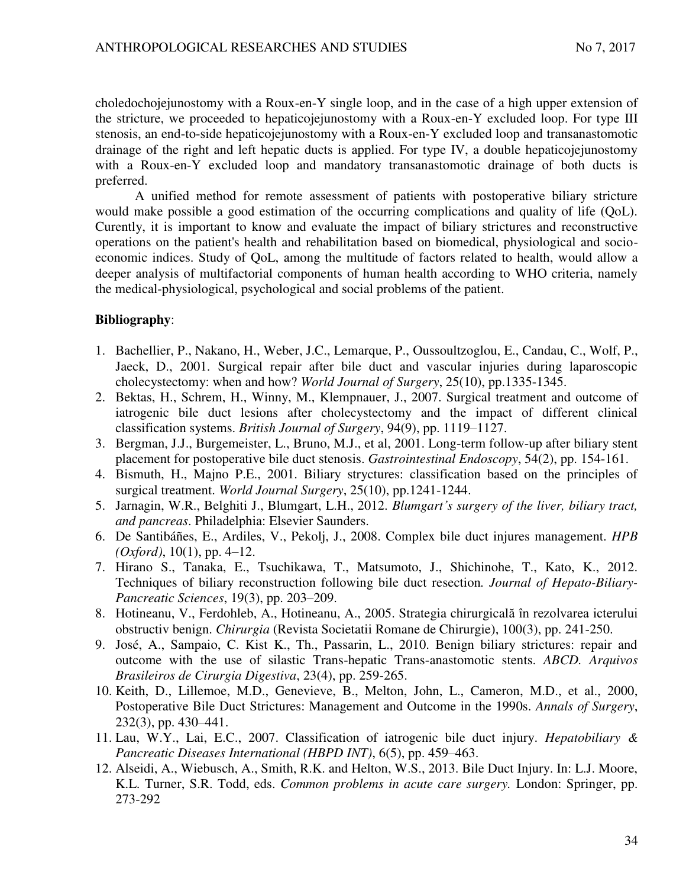choledochojejunostomy with a Roux-en-Y single loop, and in the case of a high upper extension of the stricture, we proceeded to hepaticojejunostomy with a Roux-en-Y excluded loop. For type III stenosis, an end-to-side hepaticojejunostomy with a Roux-en-Y excluded loop and transanastomotic drainage of the right and left hepatic ducts is applied. For type IV, a double hepaticojejunostomy with a Roux-en-Y excluded loop and mandatory transanastomotic drainage of both ducts is preferred.

A unified method for remote assessment of patients with postoperative biliary stricture would make possible a good estimation of the occurring complications and quality of life (QoL). Curently, it is important to know and evaluate the impact of biliary strictures and reconstructive operations on the patient's health and rehabilitation based on biomedical, physiological and socio-economic indices. Study of QoL, among the multitude of factors related to health, would allow a deeper analysis of multifactorial components of human health according to WHO criteria, namely the medical-physiological, psychological and social problems of the patient.

**Bibliography**:

1. Bachellier, P., Nakano, H., Weber, J.C., Lemarque, P., Oussoultzoglou, E., Candau, C., Wolf, P., Jaeck, D., 2001. Surgical repair after bile duct and vascular injuries during laparoscopic cholecystectomy: when and how? *World Journal of Surgery*, 25(10), pp.1335-1345.
2. Bektas, H., Schrem, H., Winny, M., Klempnauer, J., 2007. Surgical treatment and outcome of iatrogenic bile duct lesions after cholecystectomy and the impact of different clinical classification systems. *British Journal of Surgery*, 94(9), pp. 1119–1127.
3. Bergman, J.J., Burgemeister, L., Bruno, M.J., et al, 2001. Long-term follow-up after biliary stent placement for postoperative bile duct stenosis. *Gastrointestinal Endoscopy*, 54(2), pp. 154-161.
4. Bismuth, H., Majno P.E., 2001. Biliary stryctures: classification based on the principles of surgical treatment. *World Journal Surgery*, 25(10), pp.1241-1244.
5. Jarnagin, W.R., Belghiti J., Blumgart, L.H., 2012. *Blumgart's surgery of the liver, biliary tract, and pancreas*. Philadelphia: Elsevier Saunders.
6. De Santibáñes, E., Ardiles, V., Pekolj, J., 2008. Complex bile duct injures management. *HPB (Oxford)*, 10(1), pp. 4–12.
7. Hirano S., Tanaka, E., Tsuchikawa, T., Matsumoto, J., Shichinohe, T., Kato, K., 2012. Techniques of biliary reconstruction following bile duct resection. *Journal of Hepato-Biliary-Pancreatic Sciences*, 19(3), pp. 203–209.
8. Hotineanu, V., Ferdohleb, A., Hotineanu, A., 2005. Strategia chirurgicală în rezolvarea icterului obstructiv benign. *Chirurgia* (Revista Societatii Romane de Chirurgie), 100(3), pp. 241-250.
9. José, A., Sampaio, C. Kist K., Th., Passarin, L., 2010. Benign biliary strictures: repair and outcome with the use of silastic Trans-hepatic Trans-anastomotic stents. *ABCD. Arquivos Brasileiros de Cirurgia Digestiva*, 23(4), pp. 259-265.
10. Keith, D., Lillemoe, M.D., Genevieve, B., Melton, John, L., Cameron, M.D., et al., 2000, Postoperative Bile Duct Strictures: Management and Outcome in the 1990s. *Annals of Surgery*, 232(3), pp. 430–441.
11. Lau, W.Y., Lai, E.C., 2007. Classification of iatrogenic bile duct injury. *Hepatobiliary & Pancreatic Diseases International (HBPD INT)*, 6(5), pp. 459–463.
12. Alseidi, A., Wiebusch, A., Smith, R.K. and Helton, W.S., 2013. Bile Duct Injury. In: L.J. Moore, K.L. Turner, S.R. Todd, eds. *Common problems in acute care surgery.* London: Springer, pp. 273-292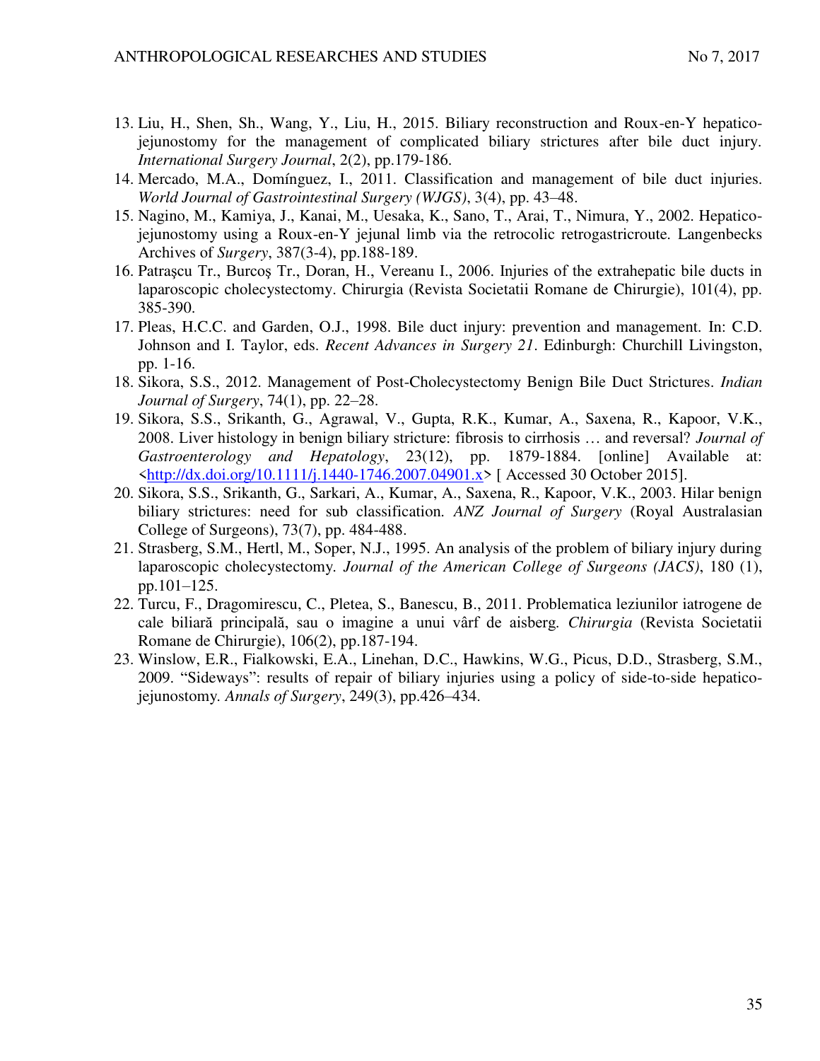13. Liu, H., Shen, Sh., Wang, Y., Liu, H., 2015. Biliary reconstruction and Roux-en-Y hepatico-jejunostomy for the management of complicated biliary strictures after bile duct injury. *International Surgery Journal*, 2(2), pp.179-186.
14. Mercado, M.A., Domínguez, I., 2011. Classification and management of bile duct injuries. *World Journal of Gastrointestinal Surgery (WJGS)*, 3(4), pp. 43–48.
15. Nagino, M., Kamiya, J., Kanai, M., Uesaka, K., Sano, T., Arai, T., Nimura, Y., 2002. Hepatico-jejunostomy using a Roux-en-Y jejunal limb via the retrocolic retrogastricroute. Langenbecks Archives of *Surgery*, 387(3-4), pp.188-189.
16. Patraşcu Tr., Burcoş Tr., Doran, H., Vereanu I., 2006. Injuries of the extrahepatic bile ducts in laparoscopic cholecystectomy. Chirurgia (Revista Societatii Romane de Chirurgie), 101(4), pp. 385-390.
17. Pleas, H.C.C. and Garden, O.J., 1998. Bile duct injury: prevention and management. In: C.D. Johnson and I. Taylor, eds. *Recent Advances in Surgery 21*. Edinburgh: Churchill Livingston, pp. 1-16.
18. Sikora, S.S., 2012. Management of Post-Cholecystectomy Benign Bile Duct Strictures. *Indian Journal of Surgery*, 74(1), pp. 22–28.
19. Sikora, S.S., Srikanth, G., Agrawal, V., Gupta, R.K., Kumar, A., Saxena, R., Kapoor, V.K., 2008. Liver histology in benign biliary stricture: fibrosis to cirrhosis … and reversal? *Journal of Gastroenterology and Hepatology*, 23(12), pp. 1879-1884. [online] Available at: <http://dx.doi.org/10.1111/j.1440-1746.2007.04901.x> [ Accessed 30 October 2015].
20. Sikora, S.S., Srikanth, G., Sarkari, A., Kumar, A., Saxena, R., Kapoor, V.K., 2003. Hilar benign biliary strictures: need for sub classification. *ANZ Journal of Surgery* (Royal Australasian College of Surgeons), 73(7), pp. 484-488.
21. Strasberg, S.M., Hertl, M., Soper, N.J., 1995. An analysis of the problem of biliary injury during laparoscopic cholecystectomy. *Journal of the American College of Surgeons (JACS)*, 180 (1), pp.101–125.
22. Turcu, F., Dragomirescu, C., Pletea, S., Banescu, B., 2011. Problematica leziunilor iatrogene de cale biliară principală, sau o imagine a unui vârf de aisberg. *Chirurgia* (Revista Societatii Romane de Chirurgie), 106(2), pp.187-194.
23. Winslow, E.R., Fialkowski, E.A., Linehan, D.C., Hawkins, W.G., Picus, D.D., Strasberg, S.M., 2009. "Sideways": results of repair of biliary injuries using a policy of side-to-side hepatico-jejunostomy. *Annals of Surgery*, 249(3), pp.426–434.